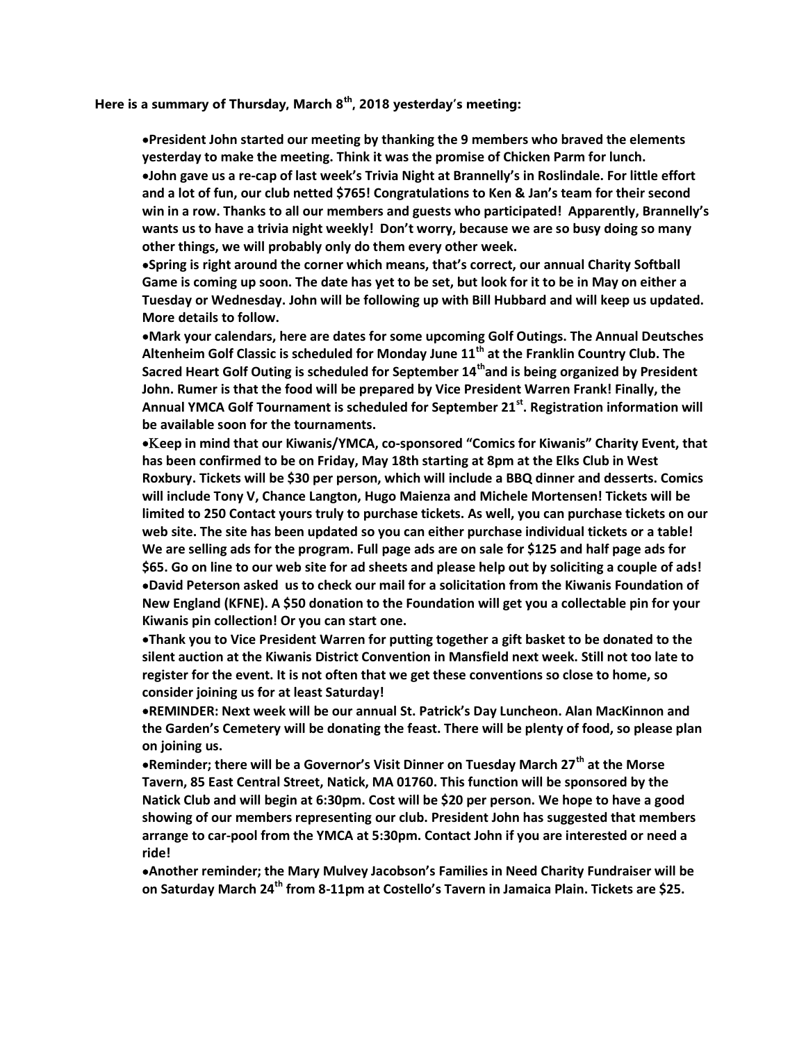**Here is a summary of Thursday, March 8th, 2018 yesterday's meeting:**

- **President John started our meeting by thanking the 9 members who braved the elements yesterday to make the meeting. Think it was the promise of Chicken Parm for lunch.**
- **John gave us a re-cap of last week's Trivia Night at Brannelly's in Roslindale. For little effort and a lot of fun, our club netted $765! Congratulations to Ken & Jan's team for their second win in a row. Thanks to all our members and guests who participated! Apparently, Brannelly's wants us to have a trivia night weekly! Don't worry, because we are so busy doing so many other things, we will probably only do them every other week.**
- **Spring is right around the corner which means, that's correct, our annual Charity Softball Game is coming up soon. The date has yet to be set, but look for it to be in May on either a Tuesday or Wednesday. John will be following up with Bill Hubbard and will keep us updated. More details to follow.**
- **Mark your calendars, here are dates for some upcoming Golf Outings. The Annual Deutsches Altenheim Golf Classic is scheduled for Monday June 11th at the Franklin Country Club. The Sacred Heart Golf Outing is scheduled for September 14th and is being organized by President John. Rumer is that the food will be prepared by Vice President Warren Frank! Finally, the Annual YMCA Golf Tournament is scheduled for September 21st. Registration information will be available soon for the tournaments.**
- **Keep in mind that our Kiwanis/YMCA, co-sponsored "Comics for Kiwanis" Charity Event, that has been confirmed to be on Friday, May 18th starting at 8pm at the Elks Club in West Roxbury. Tickets will be $30 per person, which will include a BBQ dinner and desserts. Comics will include Tony V, Chance Langton, Hugo Maienza and Michele Mortensen! Tickets will be limited to 250 Contact yours truly to purchase tickets. As well, you can purchase tickets on our web site. The site has been updated so you can either purchase individual tickets or a table! We are selling ads for the program. Full page ads are on sale for $125 and half page ads for $65. Go on line to our web site for ad sheets and please help out by soliciting a couple of ads!**
- **David Peterson asked us to check our mail for a solicitation from the Kiwanis Foundation of New England (KFNE). A $50 donation to the Foundation will get you a collectable pin for your Kiwanis pin collection! Or you can start one.**
- **Thank you to Vice President Warren for putting together a gift basket to be donated to the silent auction at the Kiwanis District Convention in Mansfield next week. Still not too late to register for the event. It is not often that we get these conventions so close to home, so consider joining us for at least Saturday!**
- **REMINDER: Next week will be our annual St. Patrick's Day Luncheon. Alan MacKinnon and the Garden's Cemetery will be donating the feast. There will be plenty of food, so please plan on joining us.**
- **Reminder; there will be a Governor's Visit Dinner on Tuesday March 27th at the Morse Tavern, 85 East Central Street, Natick, MA 01760. This function will be sponsored by the Natick Club and will begin at 6:30pm. Cost will be $20 per person. We hope to have a good showing of our members representing our club. President John has suggested that members arrange to car-pool from the YMCA at 5:30pm. Contact John if you are interested or need a ride!**
- **Another reminder; the Mary Mulvey Jacobson's Families in Need Charity Fundraiser will be on Saturday March 24th from 8-11pm at Costello's Tavern in Jamaica Plain. Tickets are $25.**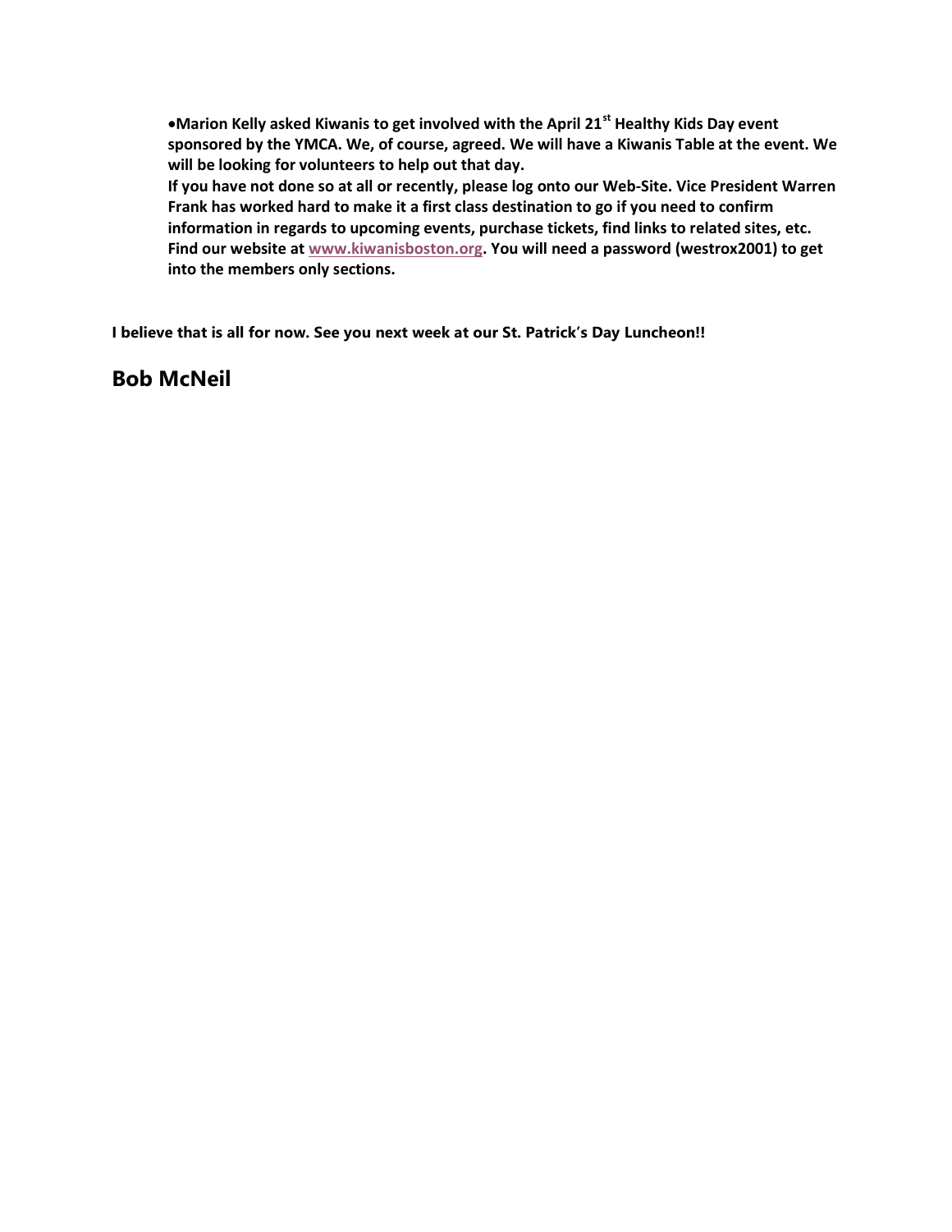- **Marion Kelly asked Kiwanis to get involved with the April 21st Healthy Kids Day event sponsored by the YMCA. We, of course, agreed. We will have a Kiwanis Table at the event. We will be looking for volunteers to help out that day.**

  **If you have not done so at all or recently, please log onto our Web-Site. Vice President Warren Frank has worked hard to make it a first class destination to go if you need to confirm information in regards to upcoming events, purchase tickets, find links to related sites, etc. Find our website at [www.kiwanisboston.org](www.kiwanisboston.org). You will need a password (westrox2001) to get into the members only sections.**

**I believe that is all for now. See you next week at our St. Patrick's Day Luncheon!!**

## Bob McNeil